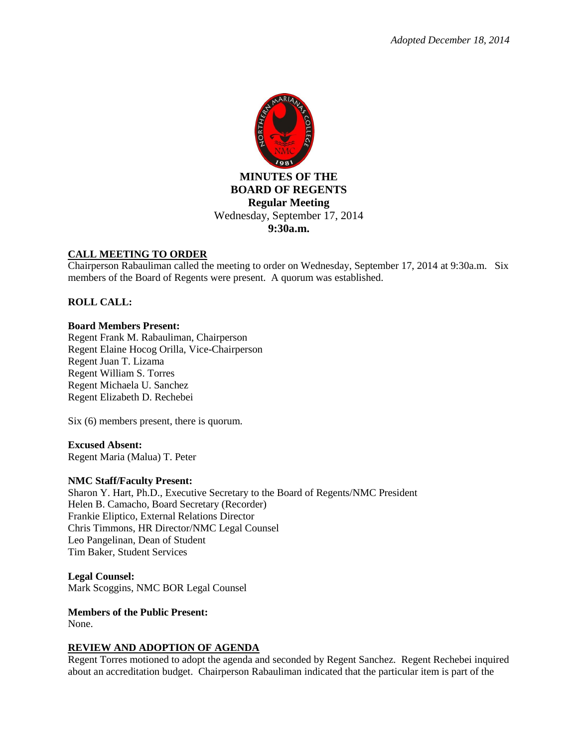*Adopted December 18, 2014*

# MINUTES OF THE BOARD OF REGENTS

**Regular Meeting**

Wednesday, September 17, 2014

**9:30a.m.**

## CALL MEETING TO ORDER

Chairperson Rabauliman called the meeting to order on Wednesday, September 17, 2014 at 9:30a.m. Six members of the Board of Regents were present. A quorum was established.

## ROLL CALL:

**Board Members Present:**

Regent Frank M. Rabauliman, Chairperson
Regent Elaine Hocog Orilla, Vice-Chairperson
Regent Juan T. Lizama
Regent William S. Torres
Regent Michaela U. Sanchez
Regent Elizabeth D. Rechebei

Six (6) members present, there is quorum.

**Excused Absent:**

Regent Maria (Malua) T. Peter

**NMC Staff/Faculty Present:**

Sharon Y. Hart, Ph.D., Executive Secretary to the Board of Regents/NMC President
Helen B. Camacho, Board Secretary (Recorder)
Frankie Eliptico, External Relations Director
Chris Timmons, HR Director/NMC Legal Counsel
Leo Pangelinan, Dean of Student
Tim Baker, Student Services

**Legal Counsel:**

Mark Scoggins, NMC BOR Legal Counsel

**Members of the Public Present:**

None.

## REVIEW AND ADOPTION OF AGENDA

Regent Torres motioned to adopt the agenda and seconded by Regent Sanchez. Regent Rechebei inquired about an accreditation budget. Chairperson Rabauliman indicated that the particular item is part of the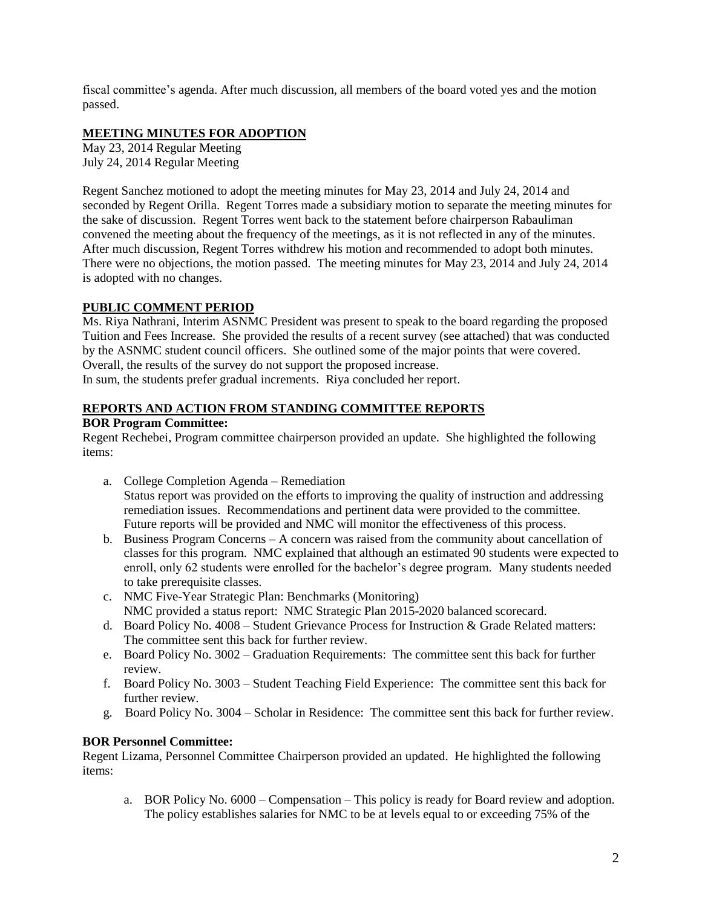fiscal committee's agenda. After much discussion, all members of the board voted yes and the motion passed.

## MEETING MINUTES FOR ADOPTION

May 23, 2014 Regular Meeting
July 24, 2014 Regular Meeting

Regent Sanchez motioned to adopt the meeting minutes for May 23, 2014 and July 24, 2014 and seconded by Regent Orilla. Regent Torres made a subsidiary motion to separate the meeting minutes for the sake of discussion. Regent Torres went back to the statement before chairperson Rabauliman convened the meeting about the frequency of the meetings, as it is not reflected in any of the minutes. After much discussion, Regent Torres withdrew his motion and recommended to adopt both minutes. There were no objections, the motion passed. The meeting minutes for May 23, 2014 and July 24, 2014 is adopted with no changes.

## PUBLIC COMMENT PERIOD

Ms. Riya Nathrani, Interim ASNMC President was present to speak to the board regarding the proposed Tuition and Fees Increase. She provided the results of a recent survey (see attached) that was conducted by the ASNMC student council officers. She outlined some of the major points that were covered. Overall, the results of the survey do not support the proposed increase.
In sum, the students prefer gradual increments. Riya concluded her report.

## REPORTS AND ACTION FROM STANDING COMMITTEE REPORTS

**BOR Program Committee:**

Regent Rechebei, Program committee chairperson provided an update. She highlighted the following items:

a. College Completion Agenda – Remediation
   Status report was provided on the efforts to improving the quality of instruction and addressing remediation issues. Recommendations and pertinent data were provided to the committee. Future reports will be provided and NMC will monitor the effectiveness of this process.
b. Business Program Concerns – A concern was raised from the community about cancellation of classes for this program. NMC explained that although an estimated 90 students were expected to enroll, only 62 students were enrolled for the bachelor's degree program. Many students needed to take prerequisite classes.
c. NMC Five-Year Strategic Plan: Benchmarks (Monitoring)
   NMC provided a status report: NMC Strategic Plan 2015-2020 balanced scorecard.
d. Board Policy No. 4008 – Student Grievance Process for Instruction & Grade Related matters: The committee sent this back for further review.
e. Board Policy No. 3002 – Graduation Requirements: The committee sent this back for further review.
f. Board Policy No. 3003 – Student Teaching Field Experience: The committee sent this back for further review.
g. Board Policy No. 3004 – Scholar in Residence: The committee sent this back for further review.

**BOR Personnel Committee:**

Regent Lizama, Personnel Committee Chairperson provided an updated. He highlighted the following items:

a. BOR Policy No. 6000 – Compensation – This policy is ready for Board review and adoption. The policy establishes salaries for NMC to be at levels equal to or exceeding 75% of the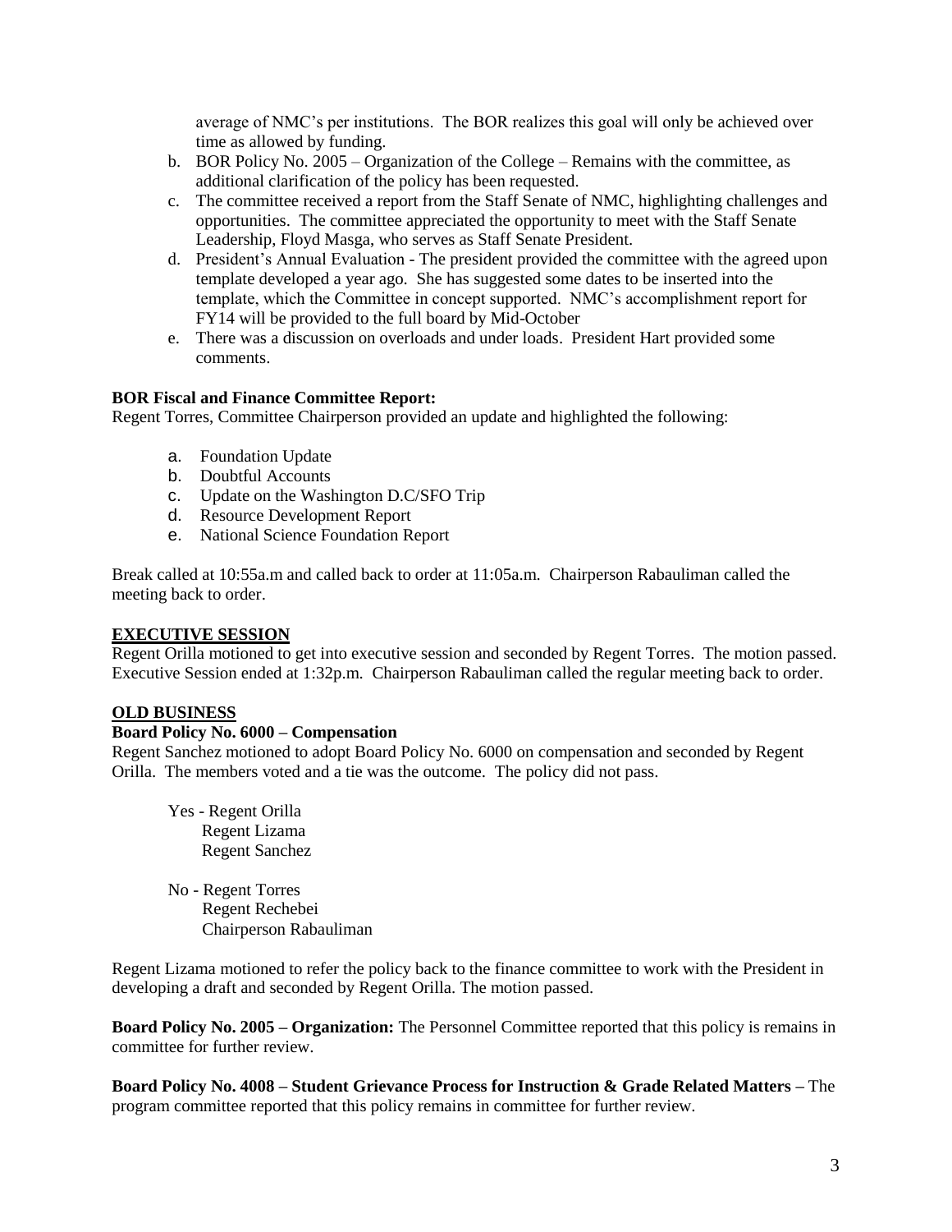average of NMC's per institutions. The BOR realizes this goal will only be achieved over time as allowed by funding.

b. BOR Policy No. 2005 – Organization of the College – Remains with the committee, as additional clarification of the policy has been requested.
c. The committee received a report from the Staff Senate of NMC, highlighting challenges and opportunities. The committee appreciated the opportunity to meet with the Staff Senate Leadership, Floyd Masga, who serves as Staff Senate President.
d. President's Annual Evaluation - The president provided the committee with the agreed upon template developed a year ago. She has suggested some dates to be inserted into the template, which the Committee in concept supported. NMC's accomplishment report for FY14 will be provided to the full board by Mid-October
e. There was a discussion on overloads and under loads. President Hart provided some comments.

**BOR Fiscal and Finance Committee Report:**
Regent Torres, Committee Chairperson provided an update and highlighted the following:

a. Foundation Update
b. Doubtful Accounts
c. Update on the Washington D.C/SFO Trip
d. Resource Development Report
e. National Science Foundation Report

Break called at 10:55a.m and called back to order at 11:05a.m. Chairperson Rabauliman called the meeting back to order.

**EXECUTIVE SESSION**

Regent Orilla motioned to get into executive session and seconded by Regent Torres. The motion passed. Executive Session ended at 1:32p.m. Chairperson Rabauliman called the regular meeting back to order.

**OLD BUSINESS**

**Board Policy No. 6000 – Compensation**

Regent Sanchez motioned to adopt Board Policy No. 6000 on compensation and seconded by Regent Orilla. The members voted and a tie was the outcome. The policy did not pass.

Yes - Regent Orilla
Regent Lizama
Regent Sanchez

No - Regent Torres
Regent Rechebei
Chairperson Rabauliman

Regent Lizama motioned to refer the policy back to the finance committee to work with the President in developing a draft and seconded by Regent Orilla. The motion passed.

**Board Policy No. 2005 – Organization:** The Personnel Committee reported that this policy is remains in committee for further review.

**Board Policy No. 4008 – Student Grievance Process for Instruction & Grade Related Matters –** The program committee reported that this policy remains in committee for further review.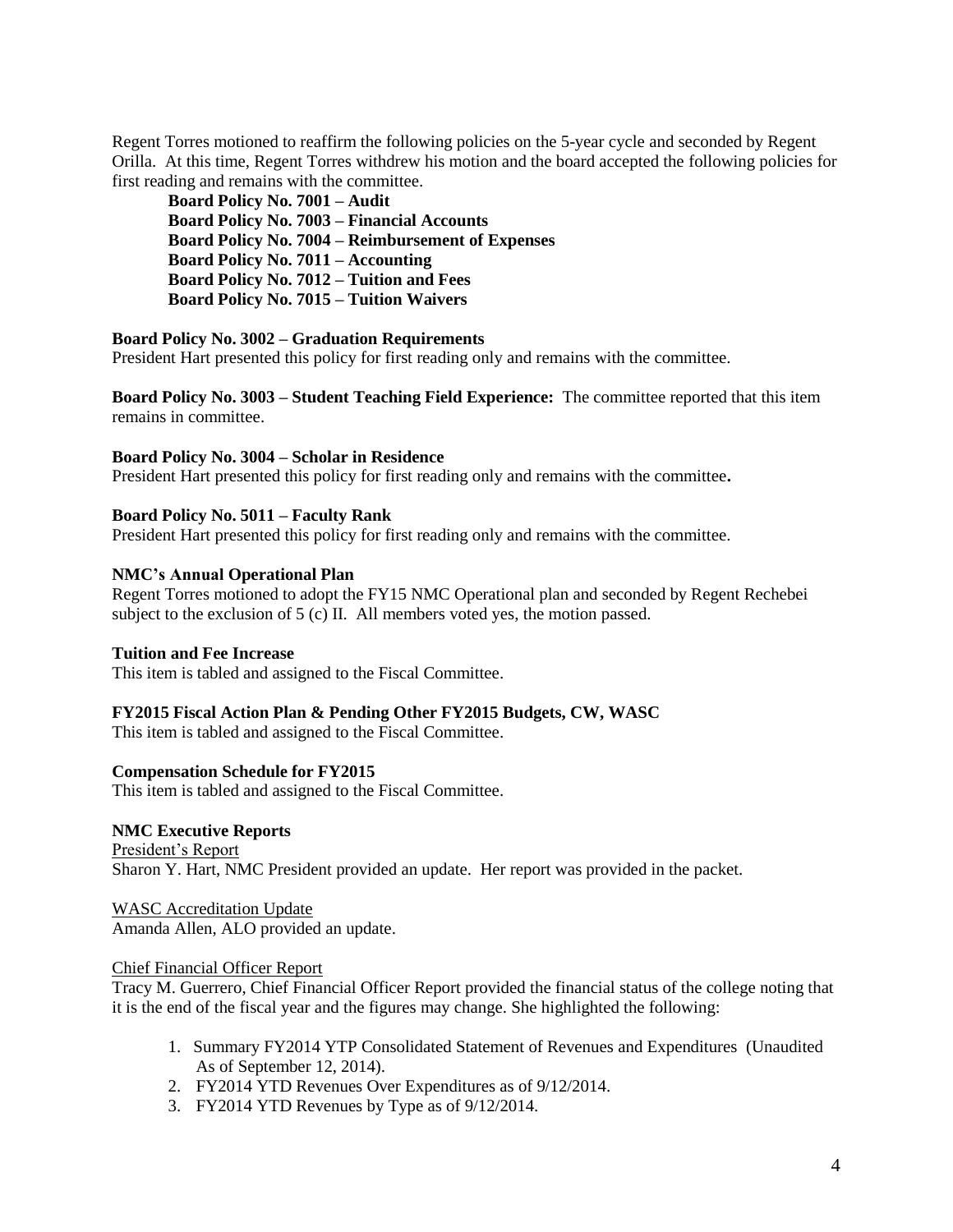Regent Torres motioned to reaffirm the following policies on the 5-year cycle and seconded by Regent Orilla. At this time, Regent Torres withdrew his motion and the board accepted the following policies for first reading and remains with the committee.

**Board Policy No. 7001 – Audit**
**Board Policy No. 7003 – Financial Accounts**
**Board Policy No. 7004 – Reimbursement of Expenses**
**Board Policy No. 7011 – Accounting**
**Board Policy No. 7012 – Tuition and Fees**
**Board Policy No. 7015 – Tuition Waivers**

**Board Policy No. 3002 – Graduation Requirements**
President Hart presented this policy for first reading only and remains with the committee.

**Board Policy No. 3003 – Student Teaching Field Experience:** The committee reported that this item remains in committee.

**Board Policy No. 3004 – Scholar in Residence**
President Hart presented this policy for first reading only and remains with the committee**.**

**Board Policy No. 5011 – Faculty Rank**
President Hart presented this policy for first reading only and remains with the committee.

**NMC's Annual Operational Plan**
Regent Torres motioned to adopt the FY15 NMC Operational plan and seconded by Regent Rechebei subject to the exclusion of 5 (c) II. All members voted yes, the motion passed.

**Tuition and Fee Increase**
This item is tabled and assigned to the Fiscal Committee.

**FY2015 Fiscal Action Plan & Pending Other FY2015 Budgets, CW, WASC**
This item is tabled and assigned to the Fiscal Committee.

**Compensation Schedule for FY2015**
This item is tabled and assigned to the Fiscal Committee.

**NMC Executive Reports**

President's Report
Sharon Y. Hart, NMC President provided an update. Her report was provided in the packet.

WASC Accreditation Update
Amanda Allen, ALO provided an update.

Chief Financial Officer Report
Tracy M. Guerrero, Chief Financial Officer Report provided the financial status of the college noting that it is the end of the fiscal year and the figures may change. She highlighted the following:

1. Summary FY2014 YTP Consolidated Statement of Revenues and Expenditures (Unaudited As of September 12, 2014).
2. FY2014 YTD Revenues Over Expenditures as of 9/12/2014.
3. FY2014 YTD Revenues by Type as of 9/12/2014.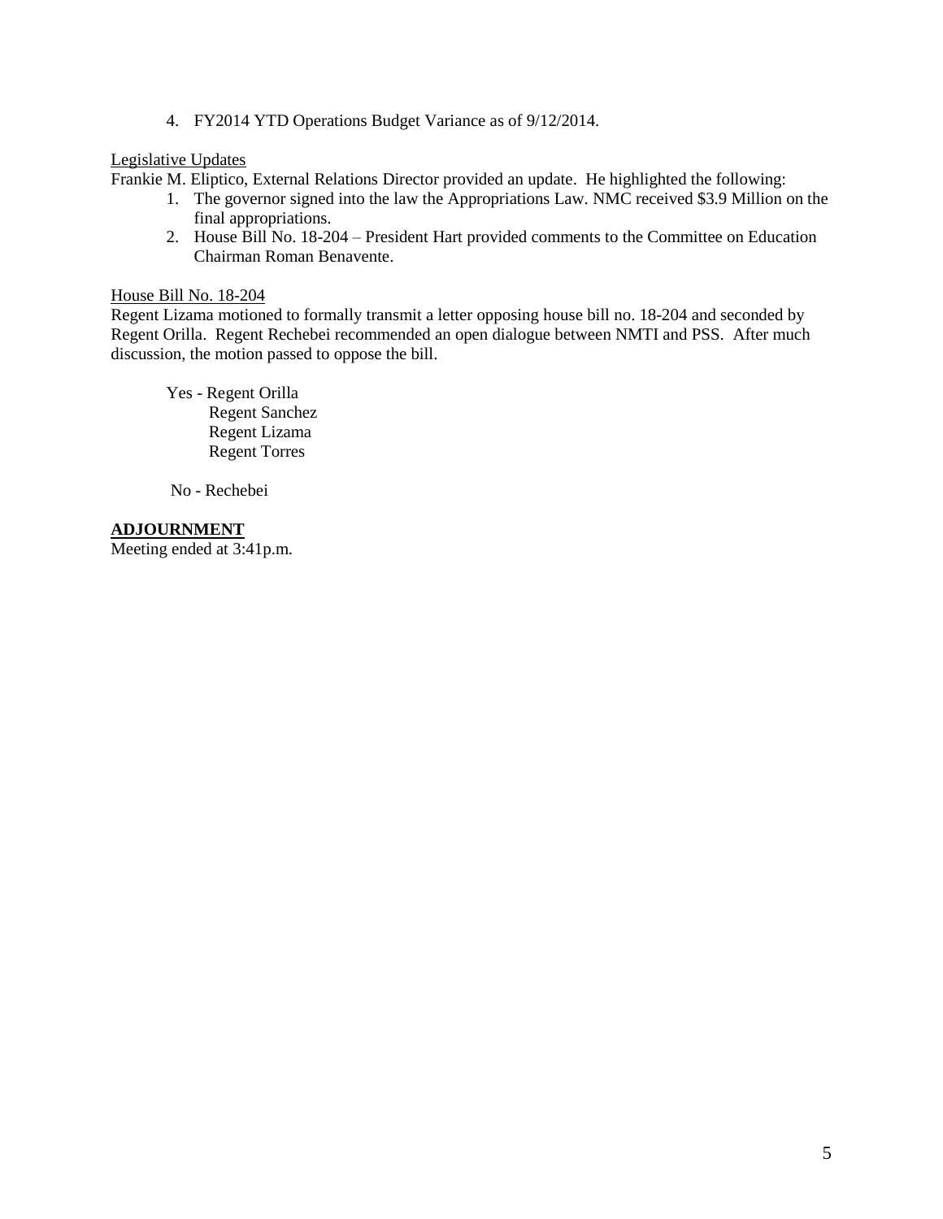4. FY2014 YTD Operations Budget Variance as of 9/12/2014.

Legislative Updates

Frankie M. Eliptico, External Relations Director provided an update. He highlighted the following:

1. The governor signed into the law the Appropriations Law. NMC received $3.9 Million on the final appropriations.
2. House Bill No. 18-204 – President Hart provided comments to the Committee on Education Chairman Roman Benavente.

House Bill No. 18-204

Regent Lizama motioned to formally transmit a letter opposing house bill no. 18-204 and seconded by Regent Orilla. Regent Rechebei recommended an open dialogue between NMTI and PSS. After much discussion, the motion passed to oppose the bill.

Yes - Regent Orilla
Regent Sanchez
Regent Lizama
Regent Torres

No - Rechebei

**ADJOURNMENT**

Meeting ended at 3:41p.m.